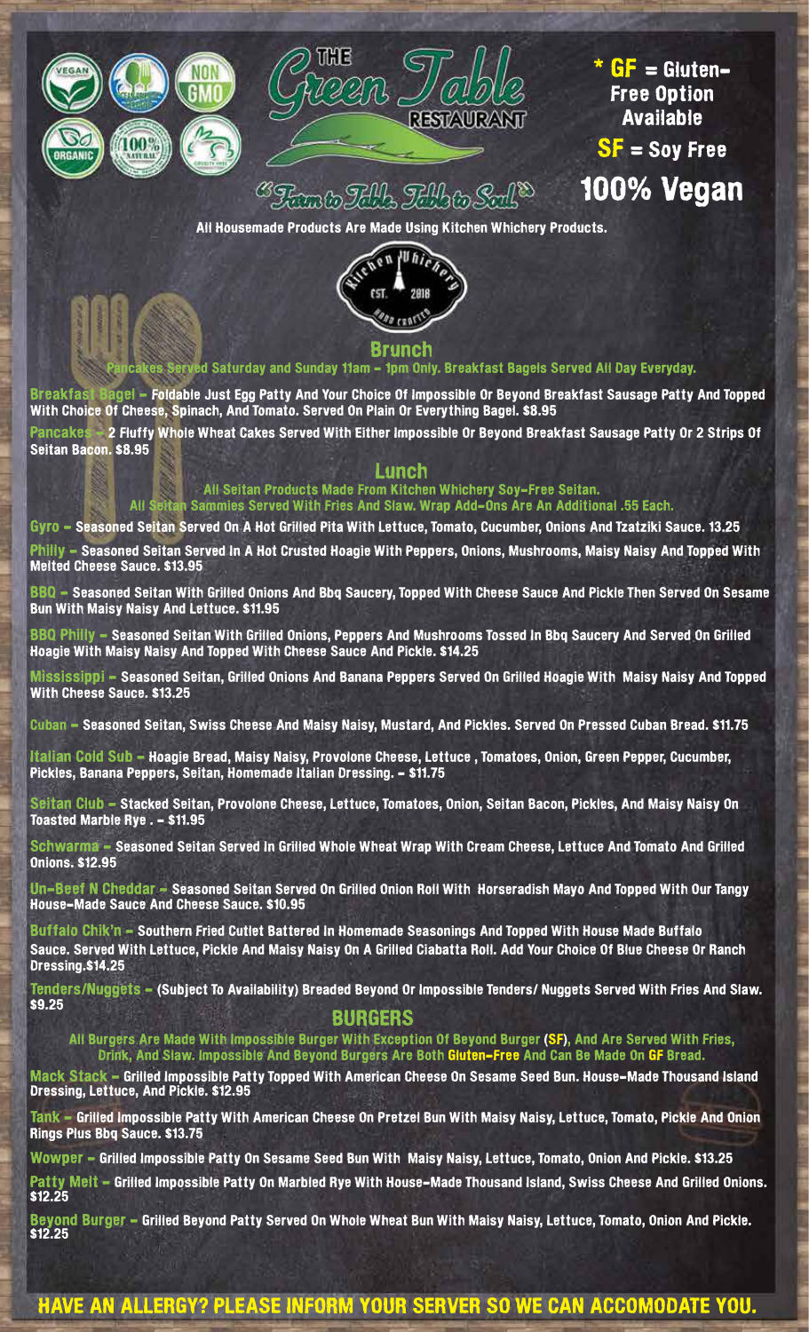# The Green Table Restaurant

*"Farm to Table, Table to Soul"*

\* **GF** = Gluten-Free Option Available

**SF** = Soy Free

**100% Vegan**

All Housemade Products Are Made Using Kitchen Whichery Products.

Kitchen Whichery EST. 2018

## Brunch

Pancakes Served Saturday and Sunday 11am - 1pm Only. Breakfast Bagels Served All Day Everyday.

**Breakfast Bagel** - Foldable Just Egg Patty And Your Choice Of Impossible Or Beyond Breakfast Sausage Patty And Topped With Choice Of Cheese, Spinach, And Tomato. Served On Plain Or Everything Bagel. $8.95

**Pancakes** - 2 Fluffy Whole Wheat Cakes Served With Either Impossible Or Beyond Breakfast Sausage Patty Or 2 Strips Of Seitan Bacon. $8.95

## Lunch

All Seitan Products Made From Kitchen Whichery Soy-Free Seitan.
All Seitan Sammies Served With Fries And Slaw. Wrap Add-Ons Are An Additional .55 Each.

**Gyro** - Seasoned Seitan Served On A Hot Grilled Pita With Lettuce, Tomato, Cucumber, Onions And Tzatziki Sauce. 13.25

**Philly** - Seasoned Seitan Served In A Hot Crusted Hoagie With Peppers, Onions, Mushrooms, Maisy Naisy And Topped With Melted Cheese Sauce. $13.95

**BBQ** - Seasoned Seitan With Grilled Onions And Bbq Saucery, Topped With Cheese Sauce And Pickle Then Served On Sesame Bun With Maisy Naisy And Lettuce. $11.95

**BBQ Philly** - Seasoned Seitan With Grilled Onions, Peppers And Mushrooms Tossed In Bbq Saucery And Served On Grilled Hoagie With Maisy Naisy And Topped With Cheese Sauce And Pickle. $14.25

**Mississippi** - Seasoned Seitan, Grilled Onions And Banana Peppers Served On Grilled Hoagie With Maisy Naisy And Topped With Cheese Sauce. $13.25

**Cuban** - Seasoned Seitan, Swiss Cheese And Maisy Naisy, Mustard, And Pickles. Served On Pressed Cuban Bread. $11.75

**Italian Cold Sub** - Hoagie Bread, Maisy Naisy, Provolone Cheese, Lettuce , Tomatoes, Onion, Green Pepper, Cucumber, Pickles, Banana Peppers, Seitan, Homemade Italian Dressing. - $11.75

**Seitan Club** - Stacked Seitan, Provolone Cheese, Lettuce, Tomatoes, Onion, Seitan Bacon, Pickles, And Maisy Naisy On Toasted Marble Rye . - $11.95

**Schwarma** - Seasoned Seitan Served In Grilled Whole Wheat Wrap With Cream Cheese, Lettuce And Tomato And Grilled Onions. $12.95

**Un-Beef N Cheddar** - Seasoned Seitan Served On Grilled Onion Roll With Horseradish Mayo And Topped With Our Tangy House-Made Sauce And Cheese Sauce. $10.95

**Buffalo Chik'n** - Southern Fried Cutlet Battered In Homemade Seasonings And Topped With House Made Buffalo Sauce. Served With Lettuce, Pickle And Maisy Naisy On A Grilled Ciabatta Roll. Add Your Choice Of Blue Cheese Or Ranch Dressing.$14.25

**Tenders/Nuggets** - (Subject To Availability) Breaded Beyond Or Impossible Tenders/ Nuggets Served With Fries And Slaw. $9.25

## BURGERS

All Burgers Are Made With Impossible Burger With Exception Of Beyond Burger (SF), And Are Served With Fries, Drink, And Slaw. Impossible And Beyond Burgers Are Both Gluten-Free And Can Be Made On GF Bread.

**Mack Stack** - Grilled Impossible Patty Topped With American Cheese On Sesame Seed Bun. House-Made Thousand Island Dressing, Lettuce, And Pickle. $12.95

**Tank** - Grilled Impossible Patty With American Cheese On Pretzel Bun With Maisy Naisy, Lettuce, Tomato, Pickle And Onion Rings Plus Bbq Sauce. $13.75

**Wowper** - Grilled Impossible Patty On Sesame Seed Bun With Maisy Naisy, Lettuce, Tomato, Onion And Pickle. $13.25

**Patty Melt** - Grilled Impossible Patty On Marbled Rye With House-Made Thousand Island, Swiss Cheese And Grilled Onions. $12.25

**Beyond Burger** - Grilled Beyond Patty Served On Whole Wheat Bun With Maisy Naisy, Lettuce, Tomato, Onion And Pickle. $12.25

**HAVE AN ALLERGY? PLEASE INFORM YOUR SERVER SO WE CAN ACCOMODATE YOU.**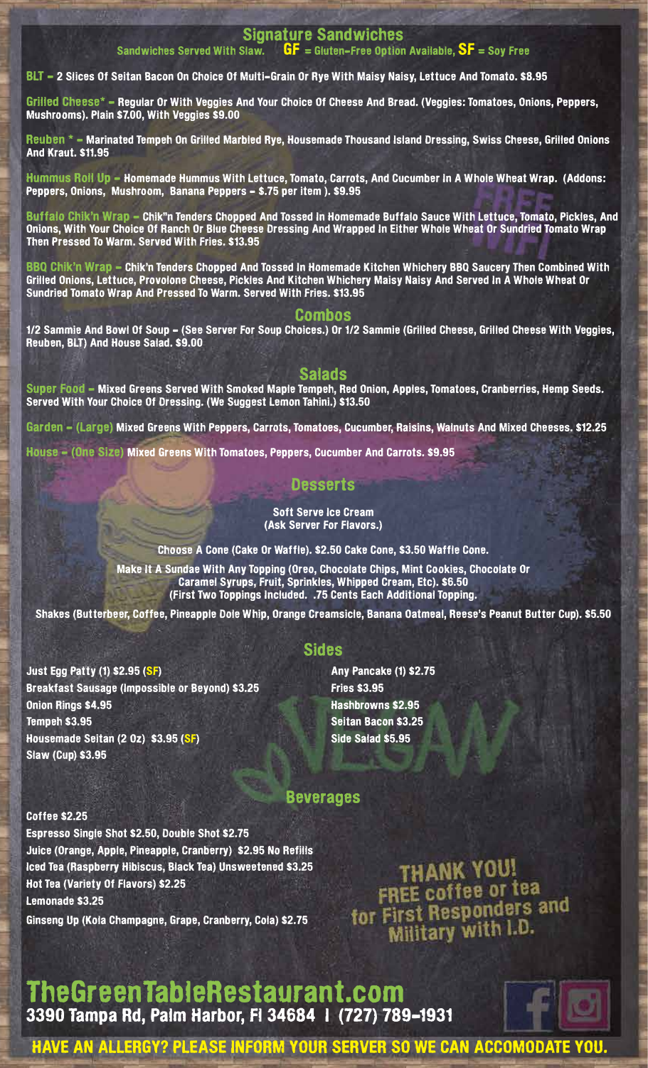## Signature Sandwiches

Sandwiches Served With Slaw. **GF** = Gluten-Free Option Available, **SF** = Soy Free

**BLT** – 2 Slices Of Seitan Bacon On Choice Of Multi-Grain Or Rye With Maisy Naisy, Lettuce And Tomato. $8.95

**Grilled Cheese*** – Regular Or With Veggies And Your Choice Of Cheese And Bread. (Veggies: Tomatoes, Onions, Peppers, Mushrooms). Plain $7.00, With Veggies $9.00

**Reuben *** – Marinated Tempeh On Grilled Marbled Rye, Housemade Thousand Island Dressing, Swiss Cheese, Grilled Onions And Kraut. $11.95

**Hummus Roll Up** – Homemade Hummus With Lettuce, Tomato, Carrots, And Cucumber In A Whole Wheat Wrap. (Addons: Peppers, Onions, Mushroom, Banana Peppers – $.75 per item ). $9.95

**Buffalo Chik'n Wrap** – Chik"n Tenders Chopped And Tossed In Homemade Buffalo Sauce With Lettuce, Tomato, Pickles, And Onions, With Your Choice Of Ranch Or Blue Cheese Dressing And Wrapped In Either Whole Wheat Or Sundried Tomato Wrap Then Pressed To Warm. Served With Fries. $13.95

**BBQ Chik'n Wrap** – Chik'n Tenders Chopped And Tossed In Homemade Kitchen Whichery BBQ Saucery Then Combined With Grilled Onions, Lettuce, Provolone Cheese, Pickles And Kitchen Whichery Maisy Naisy And Served In A Whole Wheat Or Sundried Tomato Wrap And Pressed To Warm. Served With Fries. $13.95

## Combos

1/2 Sammie And Bowl Of Soup – (See Server For Soup Choices.) Or 1/2 Sammie (Grilled Cheese, Grilled Cheese With Veggies, Reuben, BLT) And House Salad. $9.00

## Salads

**Super Food** – Mixed Greens Served With Smoked Maple Tempeh, Red Onion, Apples, Tomatoes, Cranberries, Hemp Seeds. Served With Your Choice Of Dressing. (We Suggest Lemon Tahini.) $13.50

**Garden – (Large)** Mixed Greens With Peppers, Carrots, Tomatoes, Cucumber, Raisins, Walnuts And Mixed Cheeses. $12.25

**House – (One Size)** Mixed Greens With Tomatoes, Peppers, Cucumber And Carrots. $9.95

## Desserts

Soft Serve Ice Cream
(Ask Server For Flavors.)

Choose A Cone (Cake Or Waffle). $2.50 Cake Cone, $3.50 Waffle Cone.

Make It A Sundae With Any Topping (Oreo, Chocolate Chips, Mint Cookies, Chocolate Or Caramel Syrups, Fruit, Sprinkles, Whipped Cream, Etc). $6.50
(First Two Toppings Included. .75 Cents Each Additional Topping.

Shakes (Butterbeer, Coffee, Pineapple Dole Whip, Orange Creamsicle, Banana Oatmeal, Reese's Peanut Butter Cup). $5.50

## Sides

Just Egg Patty (1) $2.95 (SF)
Breakfast Sausage (Impossible or Beyond) $3.25
Onion Rings $4.95
Tempeh $3.95
Housemade Seitan (2 Oz) $3.95 (SF)
Slaw (Cup) $3.95

Any Pancake (1) $2.75
Fries $3.95
Hashbrowns $2.95
Seitan Bacon $3.25
Side Salad $5.95

## Beverages

Coffee $2.25
Espresso Single Shot $2.50, Double Shot $2.75
Juice (Orange, Apple, Pineapple, Cranberry) $2.95 No Refills
Iced Tea (Raspberry Hibiscus, Black Tea) Unsweetened $3.25
Hot Tea (Variety Of Flavors) $2.25
Lemonade $3.25
Ginseng Up (Kola Champagne, Grape, Cranberry, Cola) $2.75

THANK YOU!
FREE coffee or tea for First Responders and Military with I.D.

**TheGreenTableRestaurant.com**
**3390 Tampa Rd, Palm Harbor, Fl 34684 | (727) 789-1931**

**HAVE AN ALLERGY? PLEASE INFORM YOUR SERVER SO WE CAN ACCOMODATE YOU.**